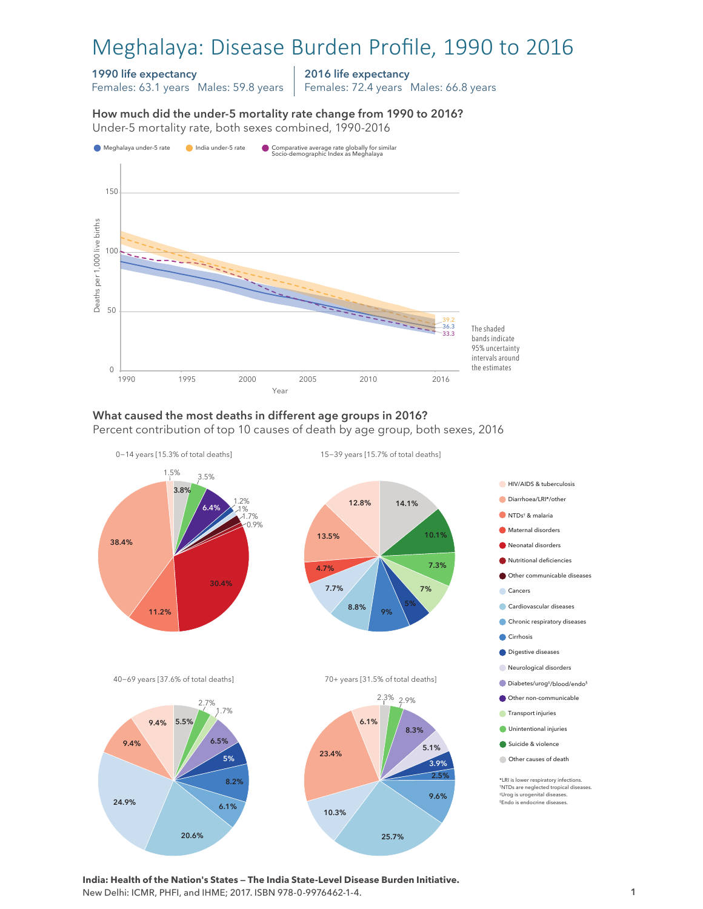# Meghalaya: Disease Burden Profile, 1990 to 2016

**1990 life expectancy**
Females: 63.1 years Males: 59.8 years

**2016 life expectancy**
Females: 72.4 years Males: 66.8 years

### How much did the under-5 mortality rate change from 1990 to 2016?

Under-5 mortality rate, both sexes combined, 1990-2016

Meghalaya under-5 rate | India under-5 rate | Comparative average rate globally for similar Socio-demographic Index as Meghalaya

2016 values: 39.2 (India), 36.3 (Meghalaya), 33.3 (Comparative average)

The shaded bands indicate 95% uncertainty intervals around the estimates

### What caused the most deaths in different age groups in 2016?

Percent contribution of top 10 causes of death by age group, both sexes, 2016

**0–14 years [15.3% of total deaths]**: 38.4%, 30.4%, 11.2%, 6.4%, 3.8%, 3.5%, 1.5%, 1.2%, 1%, 1.7%, 0.9%

**15–39 years [15.7% of total deaths]**: 14.1%, 13.5%, 12.8%, 10.1%, 9%, 8.8%, 7.7%, 7.3%, 7%, 5%, 4.7%

**40–69 years [37.6% of total deaths]**: 24.9%, 20.6%, 9.4%, 9.4%, 8.2%, 6.5%, 6.1%, 5.5%, 5%, 2.7%, 1.7%

**70+ years [31.5% of total deaths]**: 25.7%, 23.4%, 10.3%, 9.6%, 8.3%, 6.1%, 5.1%, 3.9%, 2.9%, 2.5%, 2.3%

Legend:
- HIV/AIDS & tuberculosis
- Diarrhoea/LRI*/other
- NTDs† & malaria
- Maternal disorders
- Neonatal disorders
- Nutritional deficiencies
- Other communicable diseases
- Cancers
- Cardiovascular diseases
- Chronic respiratory diseases
- Cirrhosis
- Digestive diseases
- Neurological disorders
- Diabetes/urog‡/blood/endo§
- Other non-communicable
- Transport injuries
- Unintentional injuries
- Suicide & violence
- Other causes of death

*LRI is lower respiratory infections.
†NTDs are neglected tropical diseases.
‡Urog is urogenital diseases.
§Endo is endocrine diseases.

**India: Health of the Nation's States — The India State-Level Disease Burden Initiative.**
New Delhi: ICMR, PHFI, and IHME; 2017. ISBN 978-0-9976462-1-4.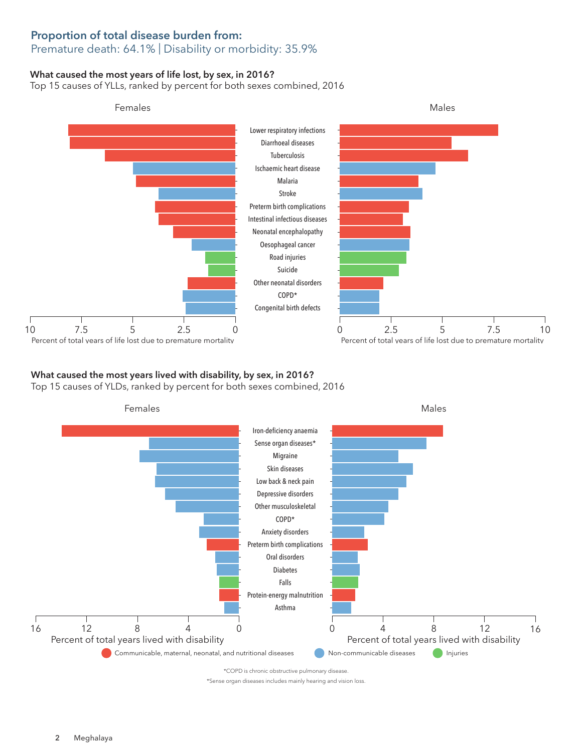## Proportion of total disease burden from:

Premature death: 64.1% | Disability or morbidity: 35.9%

### What caused the most years of life lost, by sex, in 2016?

Top 15 causes of YLLs, ranked by percent for both sexes combined, 2016

Females | Males

- Lower respiratory infections
- Diarrhoeal diseases
- Tuberculosis
- Ischaemic heart disease
- Malaria
- Stroke
- Preterm birth complications
- Intestinal infectious diseases
- Neonatal encephalopathy
- Oesophageal cancer
- Road injuries
- Suicide
- Other neonatal disorders
- COPD*
- Congenital birth defects

Percent of total years of life lost due to premature mortality

### What caused the most years lived with disability, by sex, in 2016?

Top 15 causes of YLDs, ranked by percent for both sexes combined, 2016

Females | Males

- Iron-deficiency anaemia
- Sense organ diseases*
- Migraine
- Skin diseases
- Low back & neck pain
- Depressive disorders
- Other musculoskeletal
- COPD*
- Anxiety disorders
- Preterm birth complications
- Oral disorders
- Diabetes
- Falls
- Protein-energy malnutrition
- Asthma

Percent of total years lived with disability

Communicable, maternal, neonatal, and nutritional diseases | Non-communicable diseases | Injuries

*COPD is chronic obstructive pulmonary disease.

*Sense organ diseases includes mainly hearing and vision loss.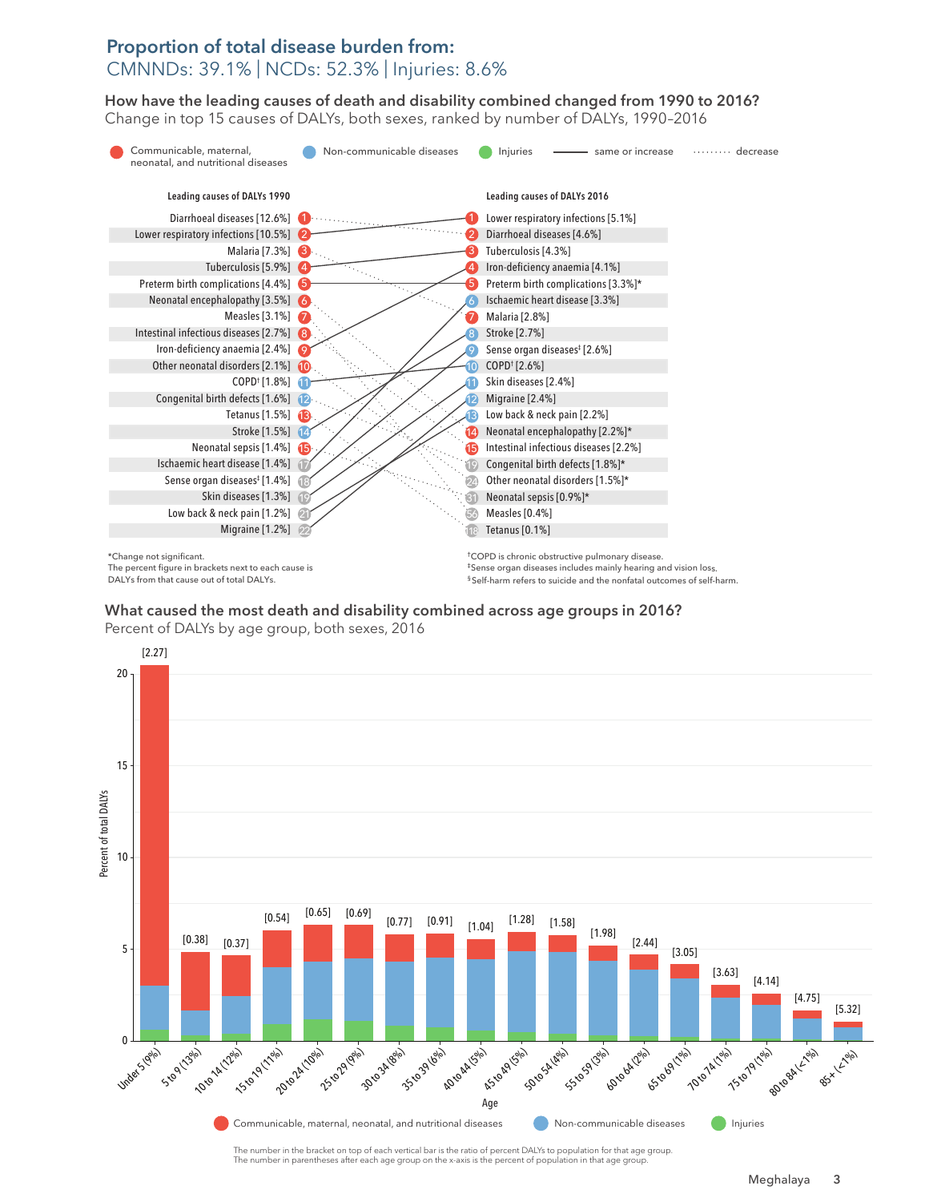## Proportion of total disease burden from:

CMNNDs: 39.1% | NCDs: 52.3% | Injuries: 8.6%

### How have the leading causes of death and disability combined changed from 1990 to 2016?

Change in top 15 causes of DALYs, both sexes, ranked by number of DALYs, 1990–2016

Communicable, maternal, neonatal, and nutritional diseases | Non-communicable diseases | Injuries | —— same or increase | ········ decrease

| Rank | Leading causes of DALYs 1990 | Rank | Leading causes of DALYs 2016 |
|---|---|---|---|
| 1 | Diarrhoeal diseases [12.6%] | 1 | Lower respiratory infections [5.1%] |
| 2 | Lower respiratory infections [10.5%] | 2 | Diarrhoeal diseases [4.6%] |
| 3 | Malaria [7.3%] | 3 | Tuberculosis [4.3%] |
| 4 | Tuberculosis [5.9%] | 4 | Iron-deficiency anaemia [4.1%] |
| 5 | Preterm birth complications [4.4%] | 5 | Preterm birth complications [3.3%]* |
| 6 | Neonatal encephalopathy [3.5%] | 6 | Ischaemic heart disease [3.3%] |
| 7 | Measles [3.1%] | 7 | Malaria [2.8%] |
| 8 | Intestinal infectious diseases [2.7%] | 8 | Stroke [2.7%] |
| 9 | Iron-deficiency anaemia [2.4%] | 9 | Sense organ diseases‡ [2.6%] |
| 10 | Other neonatal disorders [2.1%] | 10 | COPD† [2.6%] |
| 11 | COPD† [1.8%] | 11 | Skin diseases [2.4%] |
| 12 | Congenital birth defects [1.6%] | 12 | Migraine [2.4%] |
| 13 | Tetanus [1.5%] | 13 | Low back & neck pain [2.2%] |
| 14 | Stroke [1.5%] | 14 | Neonatal encephalopathy [2.2%]* |
| 15 | Neonatal sepsis [1.4%] | 15 | Intestinal infectious diseases [2.2%] |
| 17 | Ischaemic heart disease [1.4%] | 19 | Congenital birth defects [1.8%]* |
| 18 | Sense organ diseases‡ [1.4%] | 24 | Other neonatal disorders [1.5%]* |
| 19 | Skin diseases [1.3%] | 31 | Neonatal sepsis [0.9%]* |
| 21 | Low back & neck pain [1.2%] | 56 | Measles [0.4%] |
| 22 | Migraine [1.2%] | 118 | Tetanus [0.1%] |

*Change not significant.
The percent figure in brackets next to each cause is DALYs from that cause out of total DALYs.

†COPD is chronic obstructive pulmonary disease.
‡Sense organ diseases includes mainly hearing and vision loss.
§Self-harm refers to suicide and the nonfatal outcomes of self-harm.

### What caused the most death and disability combined across age groups in 2016?

Percent of DALYs by age group, both sexes, 2016

| Age (percent of population) | Ratio of percent DALYs to population |
|---|---|
| Under 5 (9%) | [2.27] |
| 5 to 9 (13%) | [0.38] |
| 10 to 14 (12%) | [0.37] |
| 15 to 19 (11%) | [0.54] |
| 20 to 24 (10%) | [0.65] |
| 25 to 29 (9%) | [0.69] |
| 30 to 34 (8%) | [0.77] |
| 35 to 39 (6%) | [0.91] |
| 40 to 44 (5%) | [1.04] |
| 45 to 49 (5%) | [1.28] |
| 50 to 54 (4%) | [1.58] |
| 55 to 59 (3%) | [1.98] |
| 60 to 64 (2%) | [2.44] |
| 65 to 69 (1%) | [3.05] |
| 70 to 74 (1%) | [3.63] |
| 75 to 79 (1%) | [4.14] |
| 80 to 84 (<1%) | [4.75] |
| 85+ (<1%) | [5.32] |

Communicable, maternal, neonatal, and nutritional diseases | Non-communicable diseases | Injuries

The number in the bracket on top of each vertical bar is the ratio of percent DALYs to population for that age group.
The number in parentheses after each age group on the x-axis is the percent of population in that age group.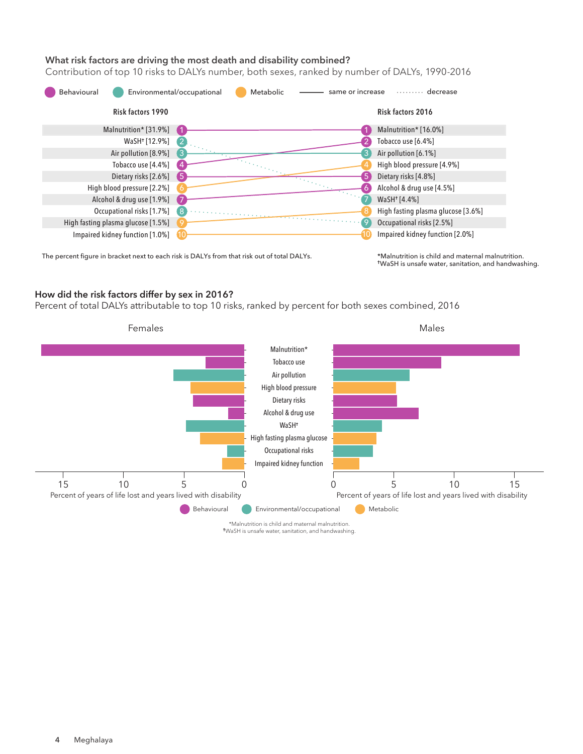### What risk factors are driving the most death and disability combined?

Contribution of top 10 risks to DALYs number, both sexes, ranked by number of DALYs, 1990-2016

Behavioural
Environmental/occupational
Metabolic
same or increase
decrease

Risk factors 1990

Malnutrition* [31.9%] 1
WaSH† [12.9%] 2
Air pollution [8.9%] 3
Tobacco use [4.4%] 4
Dietary risks [2.6%] 5
High blood pressure [2.2%] 6
Alcohol & drug use [1.9%] 7
Occupational risks [1.7%] 8
High fasting plasma glucose [1.5%] 9
Impaired kidney function [1.0%] 10

Risk factors 2016

1 Malnutrition* [16.0%]
2 Tobacco use [6.4%]
3 Air pollution [6.1%]
4 High blood pressure [4.9%]
5 Dietary risks [4.8%]
6 Alcohol & drug use [4.5%]
7 WaSH† [4.4%]
8 High fasting plasma glucose [3.6%]
9 Occupational risks [2.5%]
10 Impaired kidney function [2.0%]

The percent figure in bracket next to each risk is DALYs from that risk out of total DALYs.

*Malnutrition is child and maternal malnutrition.
†WaSH is unsafe water, sanitation, and handwashing.

### How did the risk factors differ by sex in 2016?

Percent of total DALYs attributable to top 10 risks, ranked by percent for both sexes combined, 2016

Females

Males

Malnutrition*
Tobacco use
Air pollution
High blood pressure
Dietary risks
Alcohol & drug use
WaSH†
High fasting plasma glucose
Occupational risks
Impaired kidney function

15 10 5 0

Percent of years of life lost and years lived with disability

0 5 10 15

Percent of years of life lost and years lived with disability

Behavioural
Environmental/occupational
Metabolic

*Malnutrition is child and maternal malnutrition.
†WaSH is unsafe water, sanitation, and handwashing.